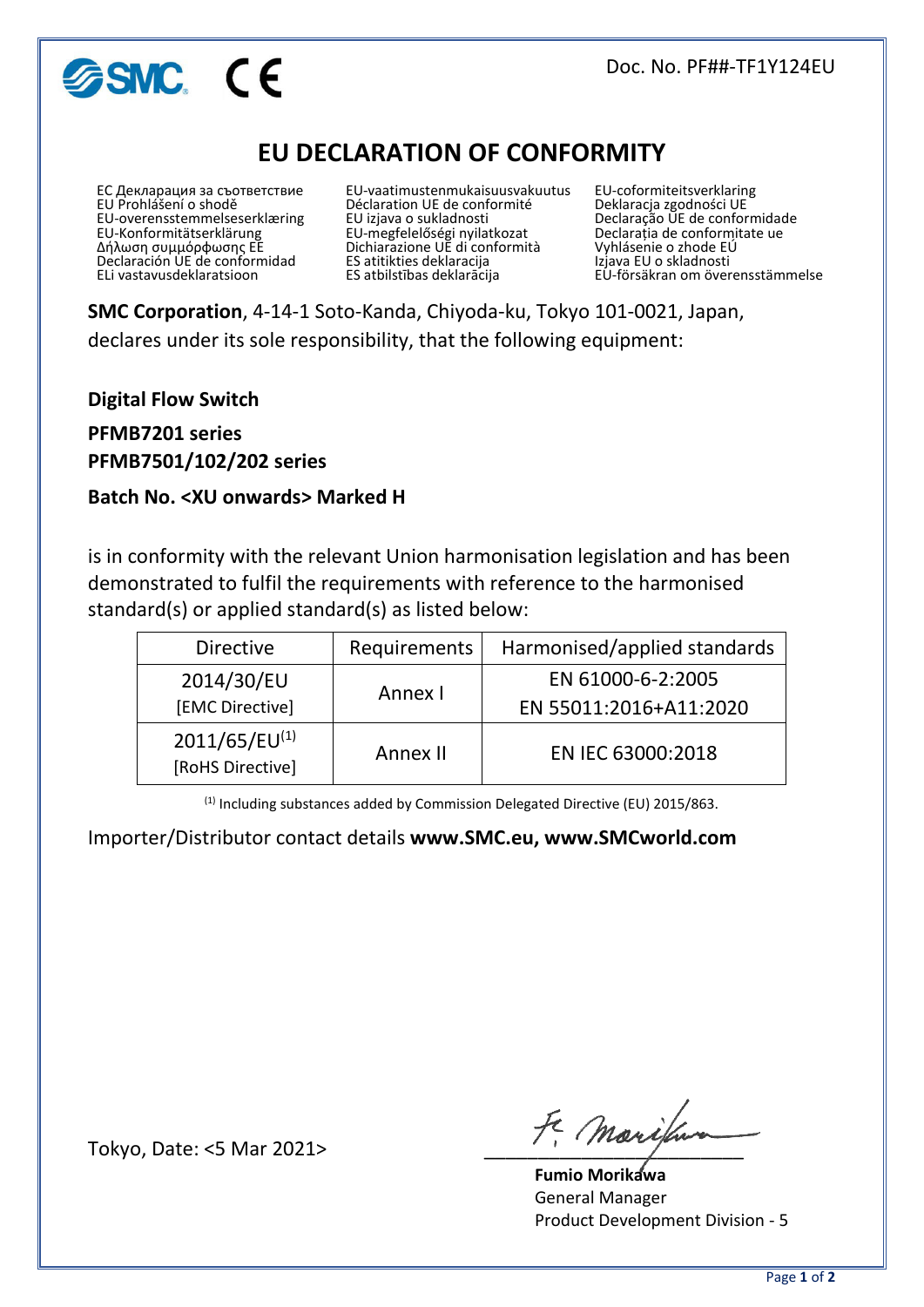Doc. No. PF##-TF1Y124EU

# EU DECLARATION OF CONFORMITY

ЕС Декларация за съответствие
EU Prohlášení o shodě
EU-overensstemmelseserklæring
EU-Konformitätserklärung
Δήλωση συμμόρφωσης ΕΕ
Declaración UE de conformidad
ELi vastavusdeklaratsioon
EU-vaatimustenmukaisuusvakuutus
Déclaration UE de conformité
EU izjava o sukladnosti
EU-megfelelőségi nyilatkozat
Dichiarazione UE di conformità
ES atitikties deklaracija
ES atbilstības deklarācija
EU-coformiteitsverklaring
Deklaracja zgodności UE
Declaração UE de conformidade
Declarația de conformitate ue
Vyhlásenie o zhode EÚ
Izjava EU o skladnosti
EU-försäkran om överensstämmelse

**SMC Corporation**, 4-14-1 Soto-Kanda, Chiyoda-ku, Tokyo 101-0021, Japan, declares under its sole responsibility, that the following equipment:

**Digital Flow Switch**

**PFMB7201 series**

**PFMB7501/102/202 series**

**Batch No. <XU onwards> Marked H**

is in conformity with the relevant Union harmonisation legislation and has been demonstrated to fulfil the requirements with reference to the harmonised standard(s) or applied standard(s) as listed below:

| Directive | Requirements | Harmonised/applied standards |
|---|---|---|
| 2014/30/EU [EMC Directive] | Annex I | EN 61000-6-2:2005<br>EN 55011:2016+A11:2020 |
| 2011/65/EU[1] [RoHS Directive] | Annex II | EN IEC 63000:2018 |

[1] Including substances added by Commission Delegated Directive (EU) 2015/863.

Importer/Distributor contact details **www.SMC.eu, www.SMCworld.com**

Tokyo, Date: <5 Mar 2021>

**Fumio Morikawa**
General Manager
Product Development Division - 5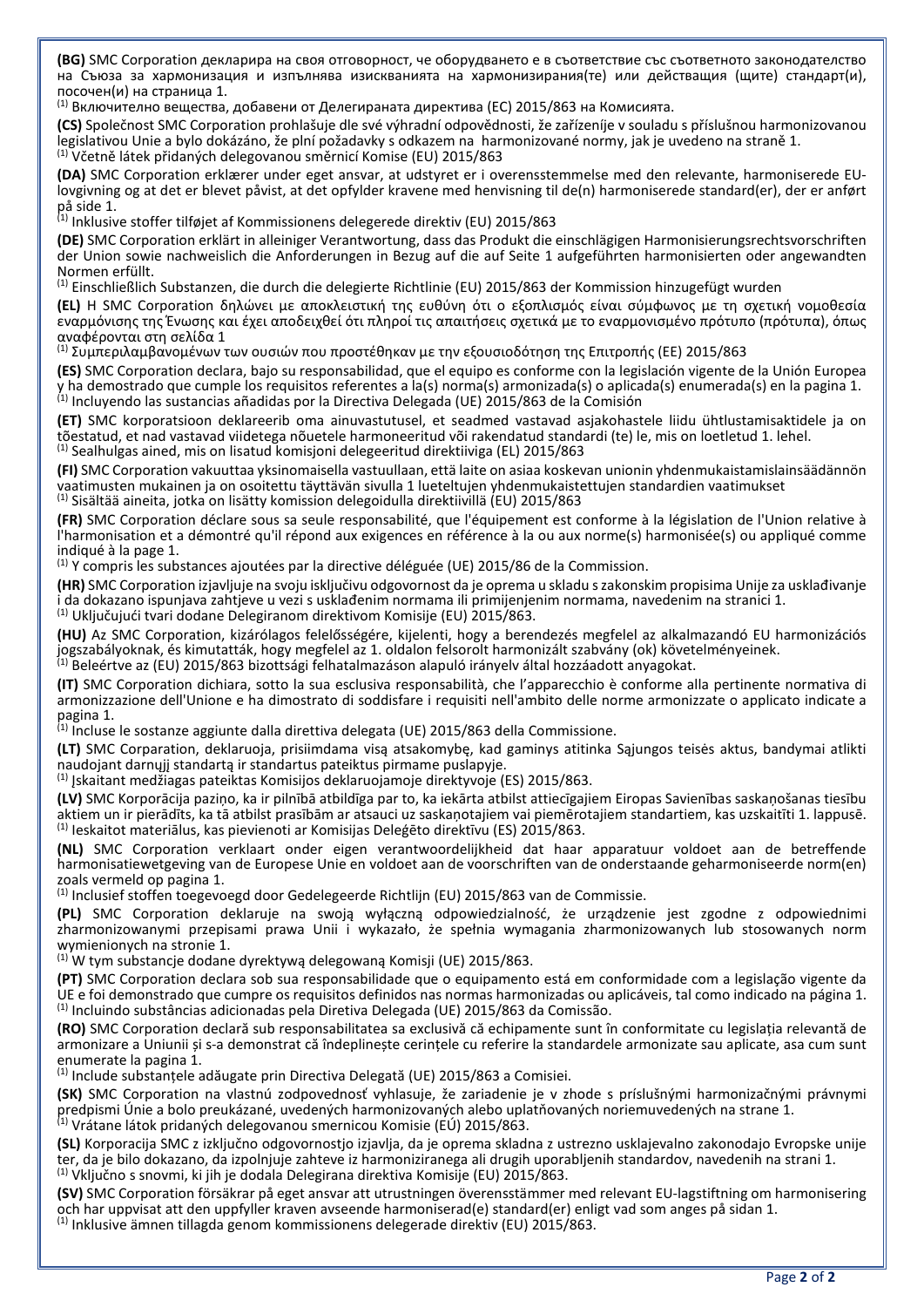**(BG)** SMC Corporation декларира на своя отговорност, че оборудването е в съответствие със съответното законодателство на Съюза за хармонизация и изпълнява изискванията на хармонизирания(те) или действащия (щите) стандарт(и), посочен(и) на страница 1.
[1] Включително вещества, добавени от Делегираната директива (ЕС) 2015/863 на Комисията.

**(CS)** Společnost SMC Corporation prohlašuje dle své výhradní odpovědnosti, že zařízeníje v souladu s příslušnou harmonizovanou legislativou Unie a bylo dokázáno, že plní požadavky s odkazem na harmonizované normy, jak je uvedeno na straně 1.
[1] Včetně látek přidaných delegovanou směrnicí Komise (EU) 2015/863

**(DA)** SMC Corporation erklærer under eget ansvar, at udstyret er i overensstemmelse med den relevante, harmoniserede EU-lovgivning og at det er blevet påvist, at det opfylder kravene med henvisning til de(n) harmoniserede standard(er), der er anført på side 1.
[1] Inklusive stoffer tilføjet af Kommissionens delegerede direktiv (EU) 2015/863

**(DE)** SMC Corporation erklärt in alleiniger Verantwortung, dass das Produkt die einschlägigen Harmonisierungsrechtsvorschriften der Union sowie nachweislich die Anforderungen in Bezug auf die auf Seite 1 aufgeführten harmonisierten oder angewandten Normen erfüllt.
[1] Einschließlich Substanzen, die durch die delegierte Richtlinie (EU) 2015/863 der Kommission hinzugefügt wurden

**(EL)** Η SMC Corporation δηλώνει με αποκλειστική της ευθύνη ότι ο εξοπλισμός είναι σύμφωνος με τη σχετική νομοθεσία εναρμόνισης της Ένωσης και έχει αποδειχθεί ότι πληροί τις απαιτήσεις σχετικά με το εναρμονισμένο πρότυπο (πρότυπα), όπως αναφέρονται στη σελίδα 1
[1] Συμπεριλαμβανομένων των ουσιών που προστέθηκαν με την εξουσιοδότηση της Επιτροπής (ΕΕ) 2015/863

**(ES)** SMC Corporation declara, bajo su responsabilidad, que el equipo es conforme con la legislación vigente de la Unión Europea y ha demostrado que cumple los requisitos referentes a la(s) norma(s) armonizada(s) o aplicada(s) enumerada(s) en la pagina 1.
[1] Incluyendo las sustancias añadidas por la Directiva Delegada (UE) 2015/863 de la Comisión

**(ET)** SMC korporatsioon deklareerib oma ainuvastutusel, et seadmed vastavad asjakohastele liidu ühtlustamisaktidele ja on tõestatud, et nad vastavad viidetega nõuetele harmoneeritud või rakendatud standardi (te) le, mis on loetletud 1. lehel.
[1] Sealhulgas ained, mis on lisatud komisjoni delegeeritud direktiiviga (EL) 2015/863

**(FI)** SMC Corporation vakuuttaa yksinomaisella vastuullaan, että laite on asiaa koskevan unionin yhdenmukaistamislainsäädännön vaatimusten mukainen ja on osoitettu täyttävän sivulla 1 lueteltujen yhdenmukaistettujen standardien vaatimukset
[1] Sisältää aineita, jotka on lisätty komission delegoidulla direktiivillä (EU) 2015/863

**(FR)** SMC Corporation déclare sous sa seule responsabilité, que l'équipement est conforme à la législation de l'Union relative à l'harmonisation et a démontré qu'il répond aux exigences en référence à la ou aux norme(s) harmonisée(s) ou appliqué comme indiqué à la page 1.
[1] Y compris les substances ajoutées par la directive déléguée (UE) 2015/86 de la Commission.

**(HR)** SMC Corporation izjavljuje na svoju isključivu odgovornost da je oprema u skladu s zakonskim propisima Unije za usklađivanje i da dokazano ispunjava zahtjeve u vezi s usklađenim normama ili primijenjenim normama, navedenim na stranici 1.
[1] Uključujući tvari dodane Delegiranom direktivom Komisije (EU) 2015/863.

**(HU)** Az SMC Corporation, kizárólagos felelősségére, kijelenti, hogy a berendezés megfelel az alkalmazandó EU harmonizációs jogszabályoknak, és kimutatták, hogy megfelel az 1. oldalon felsorolt harmonizált szabvány (ok) követelményeinek.
[1] Beleértve az (EU) 2015/863 bizottsági felhatalmazáson alapuló irányelv által hozzáadott anyagokat.

**(IT)** SMC Corporation dichiara, sotto la sua esclusiva responsabilità, che l'apparecchio è conforme alla pertinente normativa di armonizzazione dell'Unione e ha dimostrato di soddisfare i requisiti nell'ambito delle norme armonizzate o applicato indicate a pagina 1.
[1] Incluse le sostanze aggiunte dalla direttiva delegata (UE) 2015/863 della Commissione.

**(LT)** SMC Corparation, deklaruoja, prisiimdama visą atsakomybę, kad gaminys atitinka Sąjungos teisės aktus, bandymai atlikti naudojant darnųjį standartą ir standartus pateiktus pirmame puslapyje.
[1] Įskaitant medžiagas pateiktas Komisijos deklaruojamoje direktyvoje (ES) 2015/863.

**(LV)** SMC Korporācija paziņo, ka ir pilnībā atbildīga par to, ka iekārta atbilst attiecīgajiem Eiropas Savienības saskaņošanas tiesību aktiem un ir pierādīts, ka tā atbilst prasībām ar atsauci uz saskaņotajiem vai piemērotajiem standartiem, kas uzskaitīti 1. lappusē.
[1] Ieskaitot materiālus, kas pievienoti ar Komisijas Deleģēto direktīvu (ES) 2015/863.

**(NL)** SMC Corporation verklaart onder eigen verantwoordelijkheid dat haar apparatuur voldoet aan de betreffende harmonisatiewetgeving van de Europese Unie en voldoet aan de voorschriften van de onderstaande geharmoniseerde norm(en) zoals vermeld op pagina 1.
[1] Inclusief stoffen toegevoegd door Gedelegeerde Richtlijn (EU) 2015/863 van de Commissie.

**(PL)** SMC Corporation deklaruje na swoją wyłączną odpowiedzialność, że urządzenie jest zgodne z odpowiednimi zharmonizowanymi przepisami prawa Unii i wykazało, że spełnia wymagania zharmonizowanych lub stosowanych norm wymienionych na stronie 1.
[1] W tym substancje dodane dyrektywą delegowaną Komisji (UE) 2015/863.

**(PT)** SMC Corporation declara sob sua responsabilidade que o equipamento está em conformidade com a legislação vigente da UE e foi demonstrado que cumpre os requisitos definidos nas normas harmonizadas ou aplicáveis, tal como indicado na página 1.
[1] Incluindo substâncias adicionadas pela Diretiva Delegada (UE) 2015/863 da Comissão.

**(RO)** SMC Corporation declară sub responsabilitatea sa exclusivă că echipamente sunt în conformitate cu legislația relevantă de armonizare a Uniunii și s-a demonstrat că îndeplinește cerințele cu referire la standardele armonizate sau aplicate, asa cum sunt enumerate la pagina 1.
[1] Include substanțele adăugate prin Directiva Delegată (UE) 2015/863 a Comisiei.

**(SK)** SMC Corporation na vlastnú zodpovednosť vyhlasuje, že zariadenie je v zhode s príslušnými harmonizačnými právnymi predpismi Únie a bolo preukázané, uvedených harmonizovaných alebo uplatňovaných noriemuvedených na strane 1.
[1] Vrátane látok pridaných delegovanou smernicou Komisie (EÚ) 2015/863.

**(SL)** Korporacija SMC z izključno odgovornostjo izjavlja, da je oprema skladna z ustrezno usklajevalno zakonodajo Evropske unije ter, da je bilo dokazano, da izpolnjuje zahteve iz harmoniziranega ali drugih uporabljenih standardov, navedenih na strani 1.
[1] Vključno s snovmi, ki jih je dodala Delegirana direktiva Komisije (EU) 2015/863.

**(SV)** SMC Corporation försäkrar på eget ansvar att utrustningen överensstämmer med relevant EU-lagstiftning om harmonisering och har uppvisat att den uppfyller kraven avseende harmoniserad(e) standard(er) enligt vad som anges på sidan 1.
[1] Inklusive ämnen tillagda genom kommissionens delegerade direktiv (EU) 2015/863.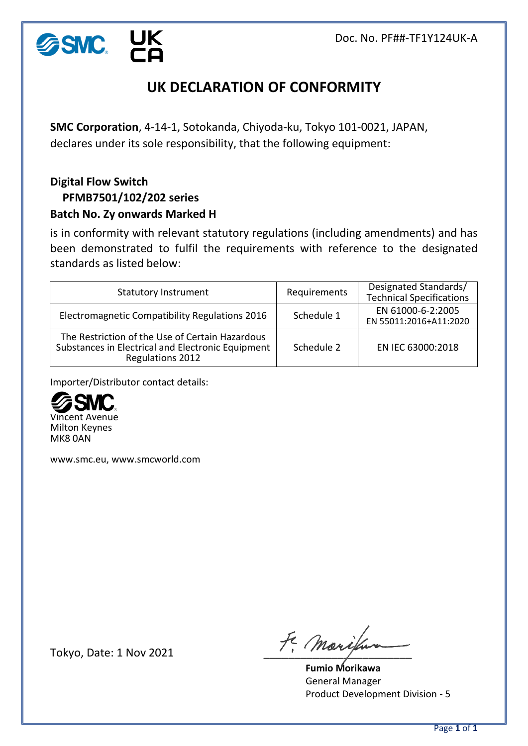SMC UKCA

Doc. No. PF##-TF1Y124UK-A

# UK DECLARATION OF CONFORMITY

**SMC Corporation**, 4-14-1, Sotokanda, Chiyoda-ku, Tokyo 101-0021, JAPAN, declares under its sole responsibility, that the following equipment:

**Digital Flow Switch**
**PFMB7501/102/202 series**
**Batch No. Zy onwards Marked H**

is in conformity with relevant statutory regulations (including amendments) and has been demonstrated to fulfil the requirements with reference to the designated standards as listed below:

| Statutory Instrument | Requirements | Designated Standards/ Technical Specifications |
|---|---|---|
| Electromagnetic Compatibility Regulations 2016 | Schedule 1 | EN 61000-6-2:2005<br>EN 55011:2016+A11:2020 |
| The Restriction of the Use of Certain Hazardous Substances in Electrical and Electronic Equipment Regulations 2012 | Schedule 2 | EN IEC 63000:2018 |

Importer/Distributor contact details:

SMC
Vincent Avenue
Milton Keynes
MK8 0AN

www.smc.eu, www.smcworld.com

Tokyo, Date: 1 Nov 2021

**Fumio Morikawa**
General Manager
Product Development Division - 5